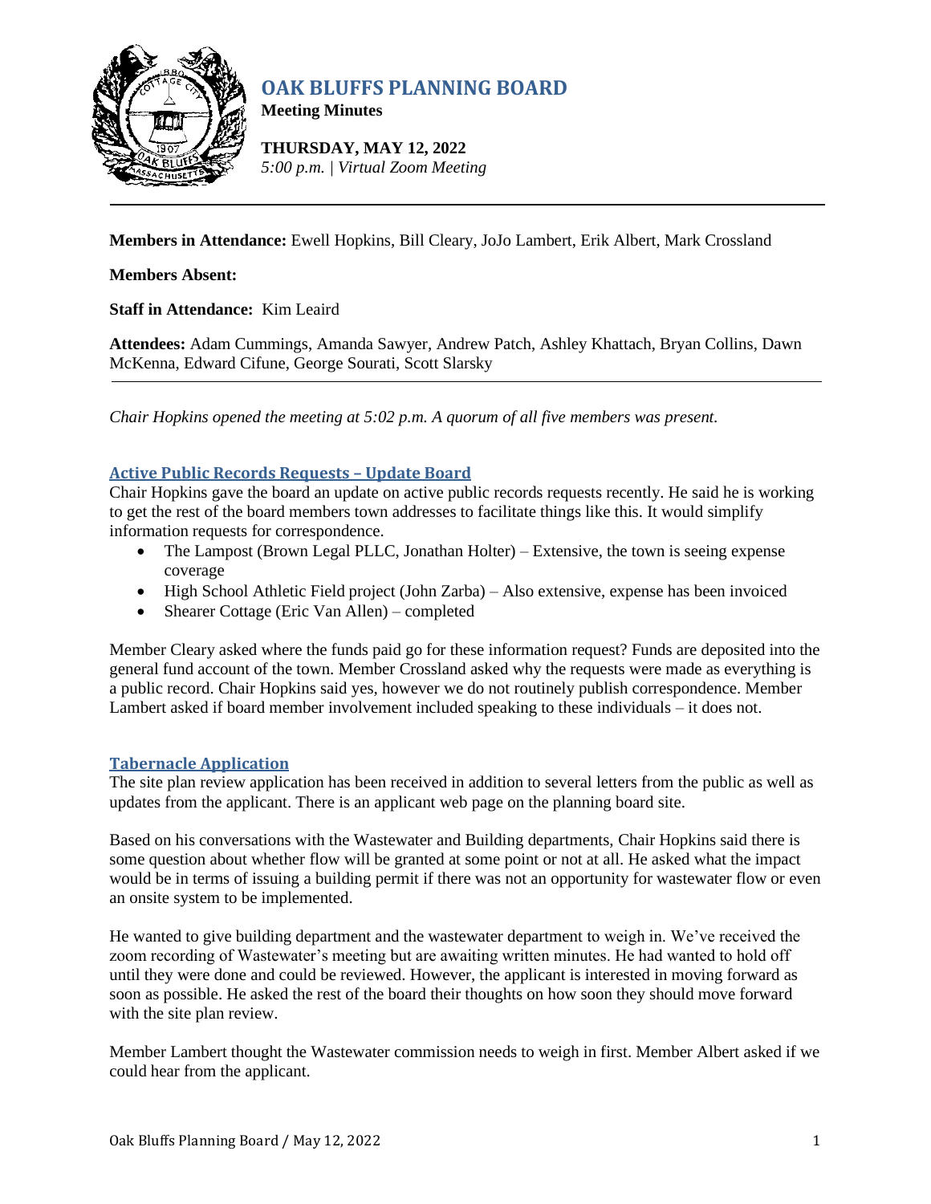# OAK BLUFFS PLANNING BOARD

**Meeting Minutes**

**THURSDAY, MAY 12, 2022**
*5:00 p.m. | Virtual Zoom Meeting*

---

**Members in Attendance:** Ewell Hopkins, Bill Cleary, JoJo Lambert, Erik Albert, Mark Crossland

**Members Absent:**

**Staff in Attendance:** Kim Leaird

**Attendees:** Adam Cummings, Amanda Sawyer, Andrew Patch, Ashley Khattach, Bryan Collins, Dawn McKenna, Edward Cifune, George Sourati, Scott Slarsky

---

*Chair Hopkins opened the meeting at 5:02 p.m. A quorum of all five members was present.*

## Active Public Records Requests – Update Board

Chair Hopkins gave the board an update on active public records requests recently. He said he is working to get the rest of the board members town addresses to facilitate things like this. It would simplify information requests for correspondence.

- The Lampost (Brown Legal PLLC, Jonathan Holter) – Extensive, the town is seeing expense coverage
- High School Athletic Field project (John Zarba) – Also extensive, expense has been invoiced
- Shearer Cottage (Eric Van Allen) – completed

Member Cleary asked where the funds paid go for these information request? Funds are deposited into the general fund account of the town. Member Crossland asked why the requests were made as everything is a public record. Chair Hopkins said yes, however we do not routinely publish correspondence. Member Lambert asked if board member involvement included speaking to these individuals – it does not.

## Tabernacle Application

The site plan review application has been received in addition to several letters from the public as well as updates from the applicant. There is an applicant web page on the planning board site.

Based on his conversations with the Wastewater and Building departments, Chair Hopkins said there is some question about whether flow will be granted at some point or not at all. He asked what the impact would be in terms of issuing a building permit if there was not an opportunity for wastewater flow or even an onsite system to be implemented.

He wanted to give building department and the wastewater department to weigh in. We've received the zoom recording of Wastewater's meeting but are awaiting written minutes. He had wanted to hold off until they were done and could be reviewed. However, the applicant is interested in moving forward as soon as possible. He asked the rest of the board their thoughts on how soon they should move forward with the site plan review.

Member Lambert thought the Wastewater commission needs to weigh in first. Member Albert asked if we could hear from the applicant.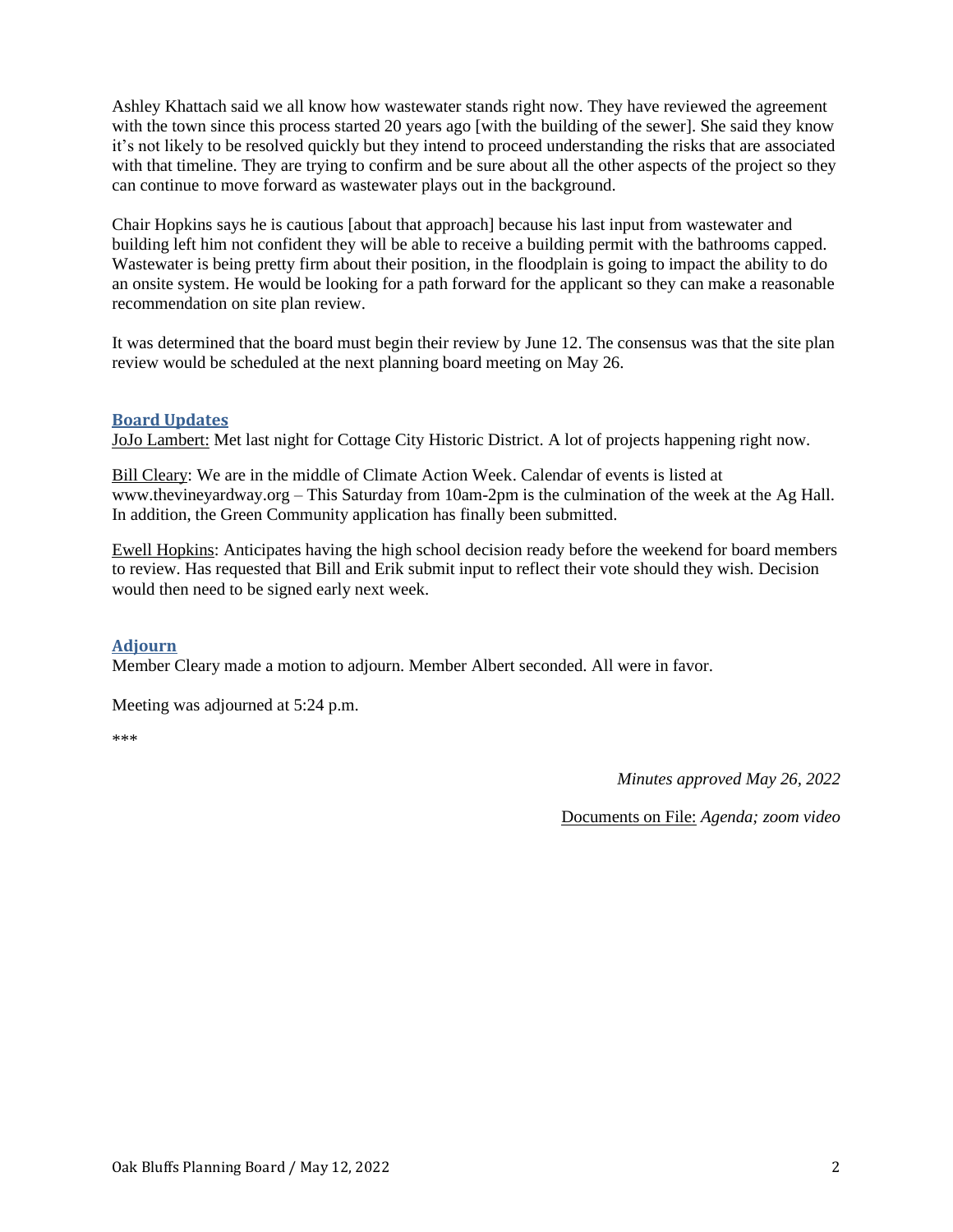Ashley Khattach said we all know how wastewater stands right now. They have reviewed the agreement with the town since this process started 20 years ago [with the building of the sewer]. She said they know it's not likely to be resolved quickly but they intend to proceed understanding the risks that are associated with that timeline. They are trying to confirm and be sure about all the other aspects of the project so they can continue to move forward as wastewater plays out in the background.

Chair Hopkins says he is cautious [about that approach] because his last input from wastewater and building left him not confident they will be able to receive a building permit with the bathrooms capped. Wastewater is being pretty firm about their position, in the floodplain is going to impact the ability to do an onsite system. He would be looking for a path forward for the applicant so they can make a reasonable recommendation on site plan review.

It was determined that the board must begin their review by June 12. The consensus was that the site plan review would be scheduled at the next planning board meeting on May 26.

## Board Updates

<u>JoJo Lambert:</u> Met last night for Cottage City Historic District. A lot of projects happening right now.

<u>Bill Cleary</u>: We are in the middle of Climate Action Week. Calendar of events is listed at www.thevineyardway.org – This Saturday from 10am-2pm is the culmination of the week at the Ag Hall. In addition, the Green Community application has finally been submitted.

<u>Ewell Hopkins</u>: Anticipates having the high school decision ready before the weekend for board members to review. Has requested that Bill and Erik submit input to reflect their vote should they wish. Decision would then need to be signed early next week.

## Adjourn

Member Cleary made a motion to adjourn. Member Albert seconded. All were in favor.

Meeting was adjourned at 5:24 p.m.

***

*Minutes approved May 26, 2022*

<u>Documents on File:</u> *Agenda; zoom video*